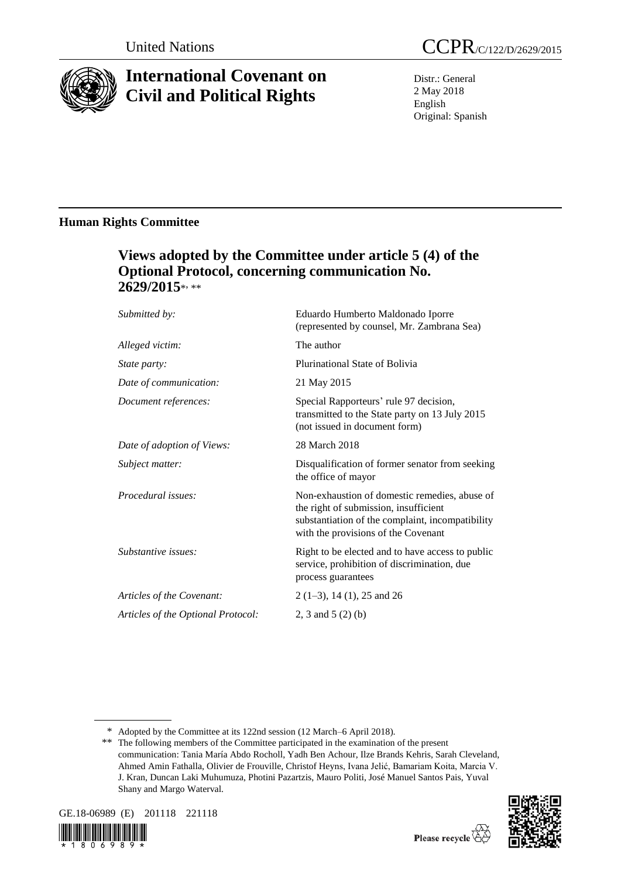United Nations

CCPR/C/122/D/2629/2015

# International Covenant on Civil and Political Rights

Distr.: General
2 May 2018
English
Original: Spanish

## Human Rights Committee

### Views adopted by the Committee under article 5 (4) of the Optional Protocol, concerning communication No. 2629/2015*, **

| | |
|---|---|
| *Submitted by:* | Eduardo Humberto Maldonado Iporre (represented by counsel, Mr. Zambrana Sea) |
| *Alleged victim:* | The author |
| *State party:* | Plurinational State of Bolivia |
| *Date of communication:* | 21 May 2015 |
| *Document references:* | Special Rapporteurs' rule 97 decision, transmitted to the State party on 13 July 2015 (not issued in document form) |
| *Date of adoption of Views:* | 28 March 2018 |
| *Subject matter:* | Disqualification of former senator from seeking the office of mayor |
| *Procedural issues:* | Non-exhaustion of domestic remedies, abuse of the right of submission, insufficient substantiation of the complaint, incompatibility with the provisions of the Covenant |
| *Substantive issues:* | Right to be elected and to have access to public service, prohibition of discrimination, due process guarantees |
| *Articles of the Covenant:* | 2 (1–3), 14 (1), 25 and 26 |
| *Articles of the Optional Protocol:* | 2, 3 and 5 (2) (b) |

\* Adopted by the Committee at its 122nd session (12 March–6 April 2018).

\*\* The following members of the Committee participated in the examination of the present communication: Tania María Abdo Rocholl, Yadh Ben Achour, Ilze Brands Kehris, Sarah Cleveland, Ahmed Amin Fathalla, Olivier de Frouville, Christof Heyns, Ivana Jelić, Bamariam Koita, Marcia V. J. Kran, Duncan Laki Muhumuza, Photini Pazartzis, Mauro Politi, José Manuel Santos Pais, Yuval Shany and Margo Waterval.

GE.18-06989 (E) 201118 221118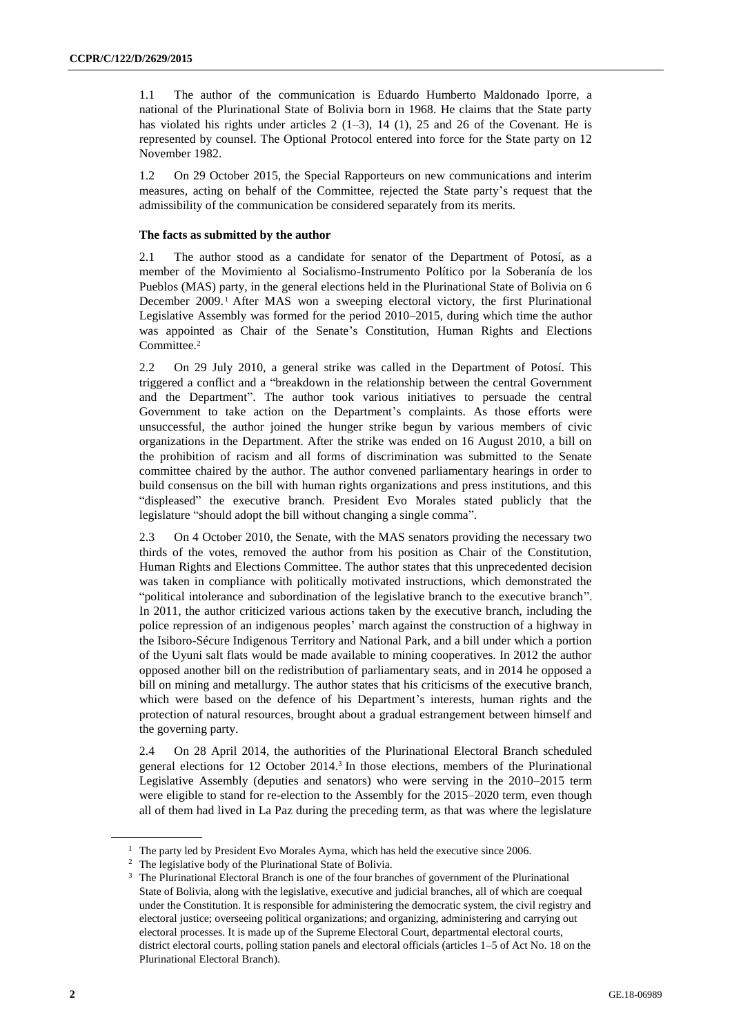1.1 The author of the communication is Eduardo Humberto Maldonado Iporre, a national of the Plurinational State of Bolivia born in 1968. He claims that the State party has violated his rights under articles 2 (1–3), 14 (1), 25 and 26 of the Covenant. He is represented by counsel. The Optional Protocol entered into force for the State party on 12 November 1982.

1.2 On 29 October 2015, the Special Rapporteurs on new communications and interim measures, acting on behalf of the Committee, rejected the State party's request that the admissibility of the communication be considered separately from its merits.

### The facts as submitted by the author

2.1 The author stood as a candidate for senator of the Department of Potosí, as a member of the Movimiento al Socialismo-Instrumento Político por la Soberanía de los Pueblos (MAS) party, in the general elections held in the Plurinational State of Bolivia on 6 December 2009.[1] After MAS won a sweeping electoral victory, the first Plurinational Legislative Assembly was formed for the period 2010–2015, during which time the author was appointed as Chair of the Senate's Constitution, Human Rights and Elections Committee.[2]

2.2 On 29 July 2010, a general strike was called in the Department of Potosí. This triggered a conflict and a "breakdown in the relationship between the central Government and the Department". The author took various initiatives to persuade the central Government to take action on the Department's complaints. As those efforts were unsuccessful, the author joined the hunger strike begun by various members of civic organizations in the Department. After the strike was ended on 16 August 2010, a bill on the prohibition of racism and all forms of discrimination was submitted to the Senate committee chaired by the author. The author convened parliamentary hearings in order to build consensus on the bill with human rights organizations and press institutions, and this "displeased" the executive branch. President Evo Morales stated publicly that the legislature "should adopt the bill without changing a single comma".

2.3 On 4 October 2010, the Senate, with the MAS senators providing the necessary two thirds of the votes, removed the author from his position as Chair of the Constitution, Human Rights and Elections Committee. The author states that this unprecedented decision was taken in compliance with politically motivated instructions, which demonstrated the "political intolerance and subordination of the legislative branch to the executive branch". In 2011, the author criticized various actions taken by the executive branch, including the police repression of an indigenous peoples' march against the construction of a highway in the Isiboro-Sécure Indigenous Territory and National Park, and a bill under which a portion of the Uyuni salt flats would be made available to mining cooperatives. In 2012 the author opposed another bill on the redistribution of parliamentary seats, and in 2014 he opposed a bill on mining and metallurgy. The author states that his criticisms of the executive branch, which were based on the defence of his Department's interests, human rights and the protection of natural resources, brought about a gradual estrangement between himself and the governing party.

2.4 On 28 April 2014, the authorities of the Plurinational Electoral Branch scheduled general elections for 12 October 2014.[3] In those elections, members of the Plurinational Legislative Assembly (deputies and senators) who were serving in the 2010–2015 term were eligible to stand for re-election to the Assembly for the 2015–2020 term, even though all of them had lived in La Paz during the preceding term, as that was where the legislature

---

[1] The party led by President Evo Morales Ayma, which has held the executive since 2006.

[2] The legislative body of the Plurinational State of Bolivia.

[3] The Plurinational Electoral Branch is one of the four branches of government of the Plurinational State of Bolivia, along with the legislative, executive and judicial branches, all of which are coequal under the Constitution. It is responsible for administering the democratic system, the civil registry and electoral justice; overseeing political organizations; and organizing, administering and carrying out electoral processes. It is made up of the Supreme Electoral Court, departmental electoral courts, district electoral courts, polling station panels and electoral officials (articles 1–5 of Act No. 18 on the Plurinational Electoral Branch).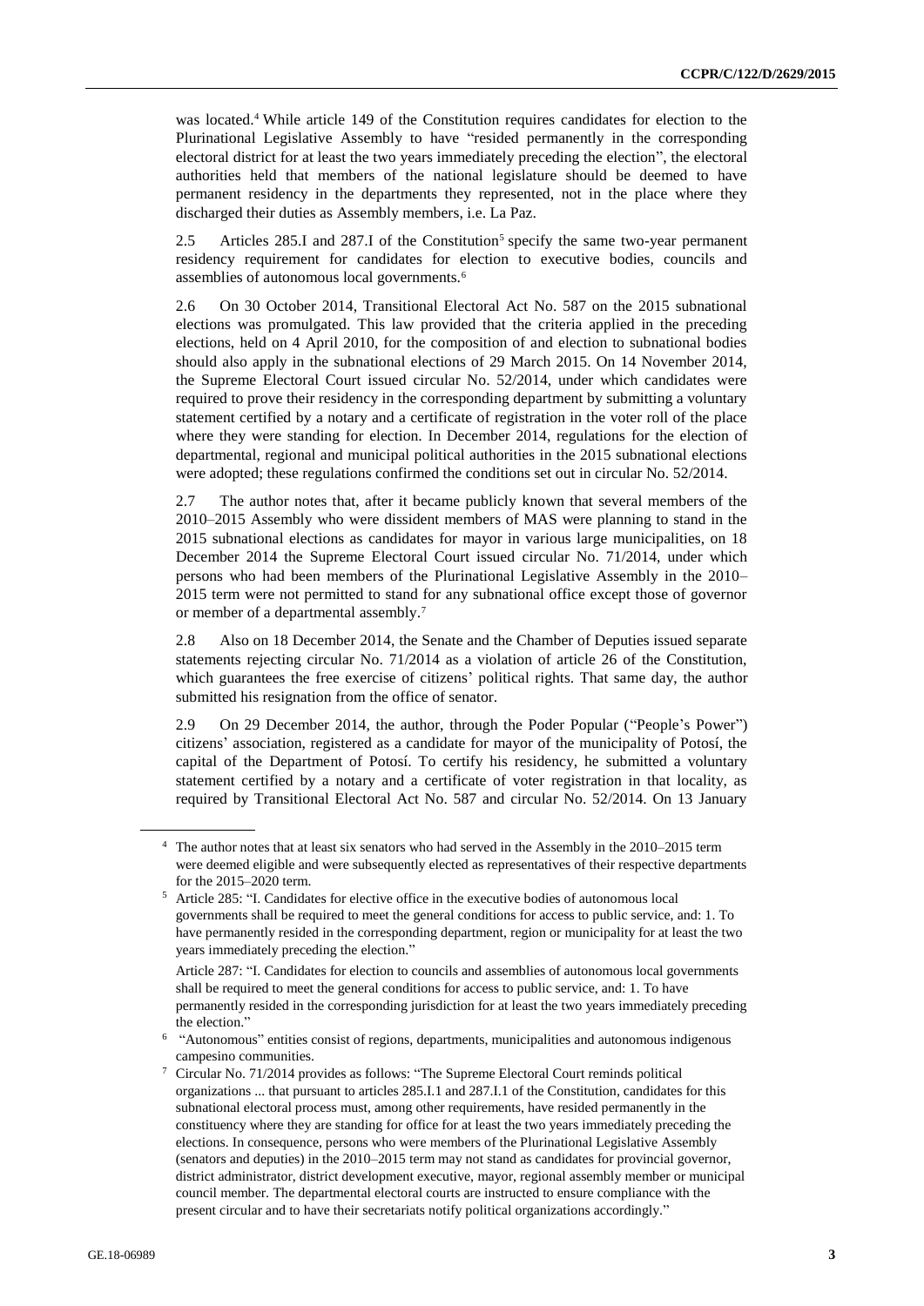was located.[4] While article 149 of the Constitution requires candidates for election to the Plurinational Legislative Assembly to have "resided permanently in the corresponding electoral district for at least the two years immediately preceding the election", the electoral authorities held that members of the national legislature should be deemed to have permanent residency in the departments they represented, not in the place where they discharged their duties as Assembly members, i.e. La Paz.

2.5 Articles 285.I and 287.I of the Constitution[5] specify the same two-year permanent residency requirement for candidates for election to executive bodies, councils and assemblies of autonomous local governments.[6]

2.6 On 30 October 2014, Transitional Electoral Act No. 587 on the 2015 subnational elections was promulgated. This law provided that the criteria applied in the preceding elections, held on 4 April 2010, for the composition of and election to subnational bodies should also apply in the subnational elections of 29 March 2015. On 14 November 2014, the Supreme Electoral Court issued circular No. 52/2014, under which candidates were required to prove their residency in the corresponding department by submitting a voluntary statement certified by a notary and a certificate of registration in the voter roll of the place where they were standing for election. In December 2014, regulations for the election of departmental, regional and municipal political authorities in the 2015 subnational elections were adopted; these regulations confirmed the conditions set out in circular No. 52/2014.

2.7 The author notes that, after it became publicly known that several members of the 2010–2015 Assembly who were dissident members of MAS were planning to stand in the 2015 subnational elections as candidates for mayor in various large municipalities, on 18 December 2014 the Supreme Electoral Court issued circular No. 71/2014, under which persons who had been members of the Plurinational Legislative Assembly in the 2010–2015 term were not permitted to stand for any subnational office except those of governor or member of a departmental assembly.[7]

2.8 Also on 18 December 2014, the Senate and the Chamber of Deputies issued separate statements rejecting circular No. 71/2014 as a violation of article 26 of the Constitution, which guarantees the free exercise of citizens' political rights. That same day, the author submitted his resignation from the office of senator.

2.9 On 29 December 2014, the author, through the Poder Popular ("People's Power") citizens' association, registered as a candidate for mayor of the municipality of Potosí, the capital of the Department of Potosí. To certify his residency, he submitted a voluntary statement certified by a notary and a certificate of voter registration in that locality, as required by Transitional Electoral Act No. 587 and circular No. 52/2014. On 13 January

---

[4] The author notes that at least six senators who had served in the Assembly in the 2010–2015 term were deemed eligible and were subsequently elected as representatives of their respective departments for the 2015–2020 term.

[5] Article 285: "I. Candidates for elective office in the executive bodies of autonomous local governments shall be required to meet the general conditions for access to public service, and: 1. To have permanently resided in the corresponding department, region or municipality for at least the two years immediately preceding the election."

Article 287: "I. Candidates for election to councils and assemblies of autonomous local governments shall be required to meet the general conditions for access to public service, and: 1. To have permanently resided in the corresponding jurisdiction for at least the two years immediately preceding the election."

[6] "Autonomous" entities consist of regions, departments, municipalities and autonomous indigenous campesino communities.

[7] Circular No. 71/2014 provides as follows: "The Supreme Electoral Court reminds political organizations ... that pursuant to articles 285.I.1 and 287.I.1 of the Constitution, candidates for this subnational electoral process must, among other requirements, have resided permanently in the constituency where they are standing for office for at least the two years immediately preceding the elections. In consequence, persons who were members of the Plurinational Legislative Assembly (senators and deputies) in the 2010–2015 term may not stand as candidates for provincial governor, district administrator, district development executive, mayor, regional assembly member or municipal council member. The departmental electoral courts are instructed to ensure compliance with the present circular and to have their secretariats notify political organizations accordingly."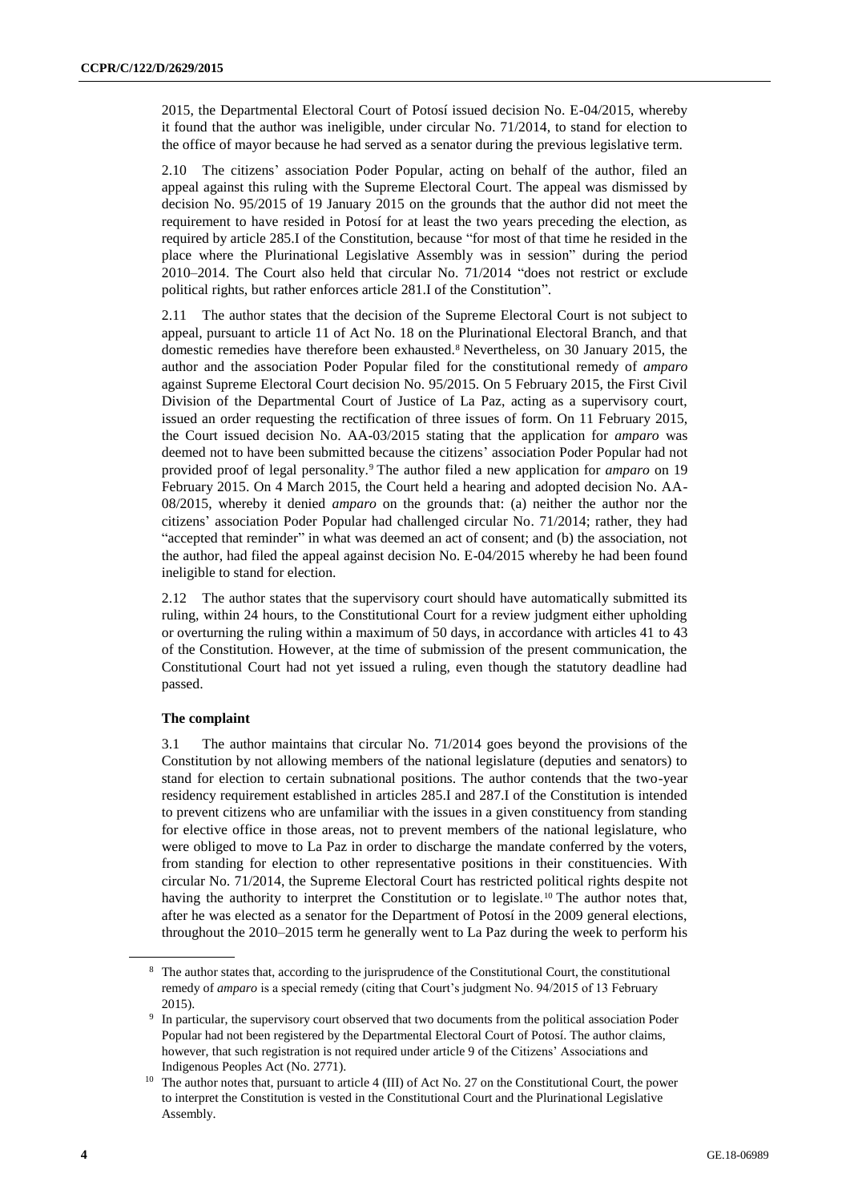2015, the Departmental Electoral Court of Potosí issued decision No. E-04/2015, whereby it found that the author was ineligible, under circular No. 71/2014, to stand for election to the office of mayor because he had served as a senator during the previous legislative term.

2.10 The citizens' association Poder Popular, acting on behalf of the author, filed an appeal against this ruling with the Supreme Electoral Court. The appeal was dismissed by decision No. 95/2015 of 19 January 2015 on the grounds that the author did not meet the requirement to have resided in Potosí for at least the two years preceding the election, as required by article 285.I of the Constitution, because "for most of that time he resided in the place where the Plurinational Legislative Assembly was in session" during the period 2010–2014. The Court also held that circular No. 71/2014 "does not restrict or exclude political rights, but rather enforces article 281.I of the Constitution".

2.11 The author states that the decision of the Supreme Electoral Court is not subject to appeal, pursuant to article 11 of Act No. 18 on the Plurinational Electoral Branch, and that domestic remedies have therefore been exhausted.[8] Nevertheless, on 30 January 2015, the author and the association Poder Popular filed for the constitutional remedy of *amparo* against Supreme Electoral Court decision No. 95/2015. On 5 February 2015, the First Civil Division of the Departmental Court of Justice of La Paz, acting as a supervisory court, issued an order requesting the rectification of three issues of form. On 11 February 2015, the Court issued decision No. AA-03/2015 stating that the application for *amparo* was deemed not to have been submitted because the citizens' association Poder Popular had not provided proof of legal personality.[9] The author filed a new application for *amparo* on 19 February 2015. On 4 March 2015, the Court held a hearing and adopted decision No. AA-08/2015, whereby it denied *amparo* on the grounds that: (a) neither the author nor the citizens' association Poder Popular had challenged circular No. 71/2014; rather, they had "accepted that reminder" in what was deemed an act of consent; and (b) the association, not the author, had filed the appeal against decision No. E-04/2015 whereby he had been found ineligible to stand for election.

2.12 The author states that the supervisory court should have automatically submitted its ruling, within 24 hours, to the Constitutional Court for a review judgment either upholding or overturning the ruling within a maximum of 50 days, in accordance with articles 41 to 43 of the Constitution. However, at the time of submission of the present communication, the Constitutional Court had not yet issued a ruling, even though the statutory deadline had passed.

### The complaint

3.1 The author maintains that circular No. 71/2014 goes beyond the provisions of the Constitution by not allowing members of the national legislature (deputies and senators) to stand for election to certain subnational positions. The author contends that the two-year residency requirement established in articles 285.I and 287.I of the Constitution is intended to prevent citizens who are unfamiliar with the issues in a given constituency from standing for elective office in those areas, not to prevent members of the national legislature, who were obliged to move to La Paz in order to discharge the mandate conferred by the voters, from standing for election to other representative positions in their constituencies. With circular No. 71/2014, the Supreme Electoral Court has restricted political rights despite not having the authority to interpret the Constitution or to legislate.[10] The author notes that, after he was elected as a senator for the Department of Potosí in the 2009 general elections, throughout the 2010–2015 term he generally went to La Paz during the week to perform his

---

[8] The author states that, according to the jurisprudence of the Constitutional Court, the constitutional remedy of *amparo* is a special remedy (citing that Court's judgment No. 94/2015 of 13 February 2015).

[9] In particular, the supervisory court observed that two documents from the political association Poder Popular had not been registered by the Departmental Electoral Court of Potosí. The author claims, however, that such registration is not required under article 9 of the Citizens' Associations and Indigenous Peoples Act (No. 2771).

[10] The author notes that, pursuant to article 4 (III) of Act No. 27 on the Constitutional Court, the power to interpret the Constitution is vested in the Constitutional Court and the Plurinational Legislative Assembly.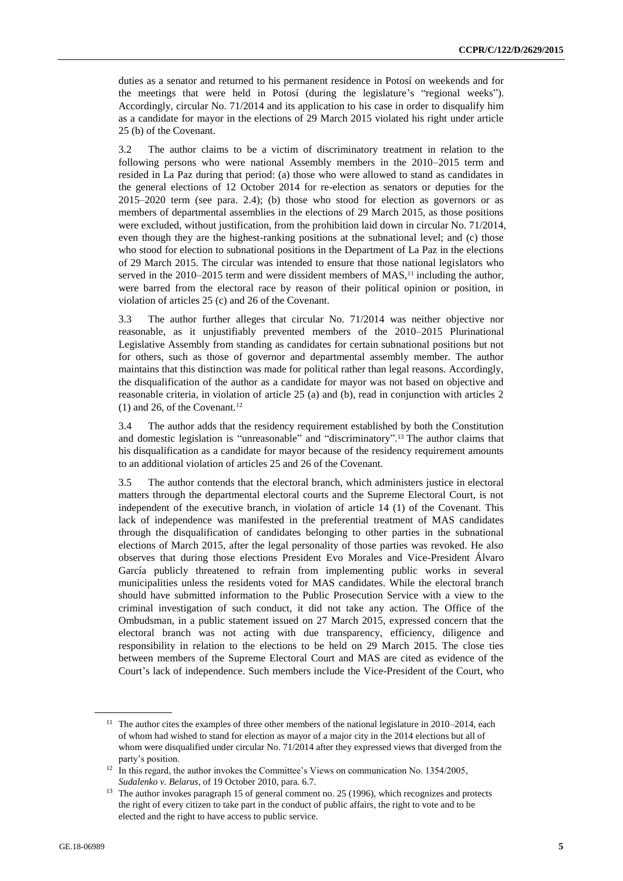duties as a senator and returned to his permanent residence in Potosí on weekends and for the meetings that were held in Potosí (during the legislature's "regional weeks"). Accordingly, circular No. 71/2014 and its application to his case in order to disqualify him as a candidate for mayor in the elections of 29 March 2015 violated his right under article 25 (b) of the Covenant.

3.2 The author claims to be a victim of discriminatory treatment in relation to the following persons who were national Assembly members in the 2010–2015 term and resided in La Paz during that period: (a) those who were allowed to stand as candidates in the general elections of 12 October 2014 for re-election as senators or deputies for the 2015–2020 term (see para. 2.4); (b) those who stood for election as governors or as members of departmental assemblies in the elections of 29 March 2015, as those positions were excluded, without justification, from the prohibition laid down in circular No. 71/2014, even though they are the highest-ranking positions at the subnational level; and (c) those who stood for election to subnational positions in the Department of La Paz in the elections of 29 March 2015. The circular was intended to ensure that those national legislators who served in the 2010–2015 term and were dissident members of MAS,[11] including the author, were barred from the electoral race by reason of their political opinion or position, in violation of articles 25 (c) and 26 of the Covenant.

3.3 The author further alleges that circular No. 71/2014 was neither objective nor reasonable, as it unjustifiably prevented members of the 2010–2015 Plurinational Legislative Assembly from standing as candidates for certain subnational positions but not for others, such as those of governor and departmental assembly member. The author maintains that this distinction was made for political rather than legal reasons. Accordingly, the disqualification of the author as a candidate for mayor was not based on objective and reasonable criteria, in violation of article 25 (a) and (b), read in conjunction with articles 2 (1) and 26, of the Covenant.[12]

3.4 The author adds that the residency requirement established by both the Constitution and domestic legislation is "unreasonable" and "discriminatory".[13] The author claims that his disqualification as a candidate for mayor because of the residency requirement amounts to an additional violation of articles 25 and 26 of the Covenant.

3.5 The author contends that the electoral branch, which administers justice in electoral matters through the departmental electoral courts and the Supreme Electoral Court, is not independent of the executive branch, in violation of article 14 (1) of the Covenant. This lack of independence was manifested in the preferential treatment of MAS candidates through the disqualification of candidates belonging to other parties in the subnational elections of March 2015, after the legal personality of those parties was revoked. He also observes that during those elections President Evo Morales and Vice-President Álvaro García publicly threatened to refrain from implementing public works in several municipalities unless the residents voted for MAS candidates. While the electoral branch should have submitted information to the Public Prosecution Service with a view to the criminal investigation of such conduct, it did not take any action. The Office of the Ombudsman, in a public statement issued on 27 March 2015, expressed concern that the electoral branch was not acting with due transparency, efficiency, diligence and responsibility in relation to the elections to be held on 29 March 2015. The close ties between members of the Supreme Electoral Court and MAS are cited as evidence of the Court's lack of independence. Such members include the Vice-President of the Court, who

---

[11] The author cites the examples of three other members of the national legislature in 2010–2014, each of whom had wished to stand for election as mayor of a major city in the 2014 elections but all of whom were disqualified under circular No. 71/2014 after they expressed views that diverged from the party's position.

[12] In this regard, the author invokes the Committee's Views on communication No. 1354/2005, *Sudalenko v. Belarus*, of 19 October 2010, para. 6.7.

[13] The author invokes paragraph 15 of general comment no. 25 (1996), which recognizes and protects the right of every citizen to take part in the conduct of public affairs, the right to vote and to be elected and the right to have access to public service.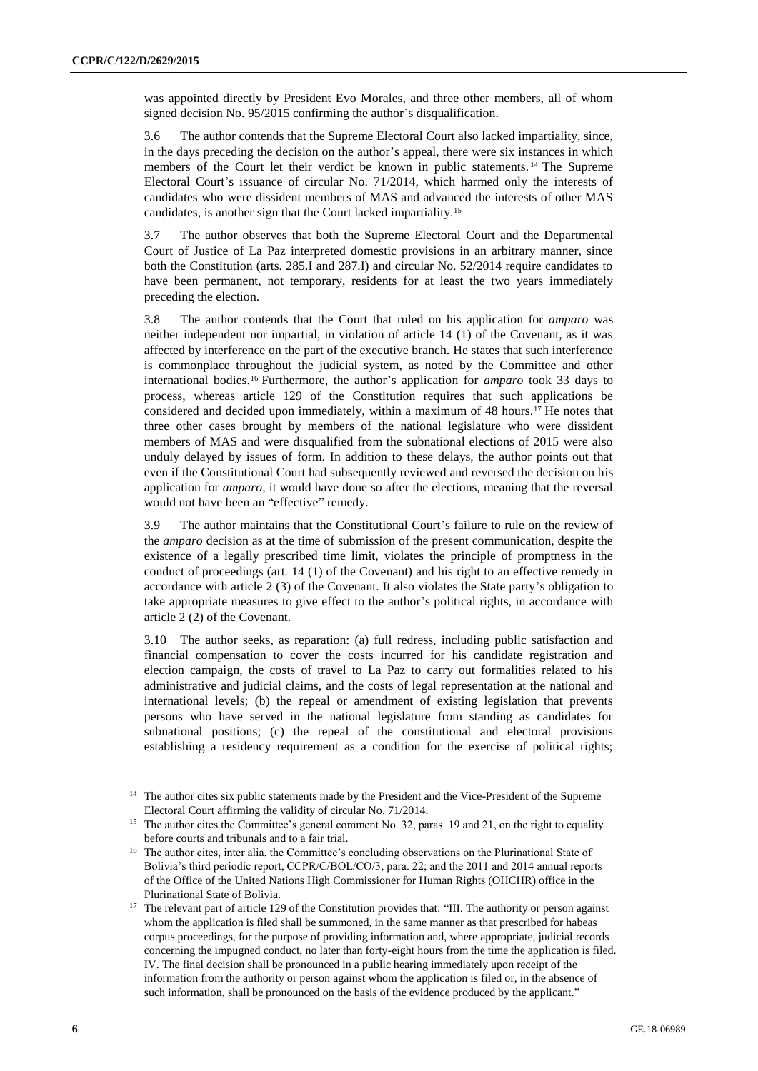was appointed directly by President Evo Morales, and three other members, all of whom signed decision No. 95/2015 confirming the author's disqualification.

3.6 The author contends that the Supreme Electoral Court also lacked impartiality, since, in the days preceding the decision on the author's appeal, there were six instances in which members of the Court let their verdict be known in public statements.[14] The Supreme Electoral Court's issuance of circular No. 71/2014, which harmed only the interests of candidates who were dissident members of MAS and advanced the interests of other MAS candidates, is another sign that the Court lacked impartiality.[15]

3.7 The author observes that both the Supreme Electoral Court and the Departmental Court of Justice of La Paz interpreted domestic provisions in an arbitrary manner, since both the Constitution (arts. 285.I and 287.I) and circular No. 52/2014 require candidates to have been permanent, not temporary, residents for at least the two years immediately preceding the election.

3.8 The author contends that the Court that ruled on his application for *amparo* was neither independent nor impartial, in violation of article 14 (1) of the Covenant, as it was affected by interference on the part of the executive branch. He states that such interference is commonplace throughout the judicial system, as noted by the Committee and other international bodies.[16] Furthermore, the author's application for *amparo* took 33 days to process, whereas article 129 of the Constitution requires that such applications be considered and decided upon immediately, within a maximum of 48 hours.[17] He notes that three other cases brought by members of the national legislature who were dissident members of MAS and were disqualified from the subnational elections of 2015 were also unduly delayed by issues of form. In addition to these delays, the author points out that even if the Constitutional Court had subsequently reviewed and reversed the decision on his application for *amparo*, it would have done so after the elections, meaning that the reversal would not have been an "effective" remedy.

3.9 The author maintains that the Constitutional Court's failure to rule on the review of the *amparo* decision as at the time of submission of the present communication, despite the existence of a legally prescribed time limit, violates the principle of promptness in the conduct of proceedings (art. 14 (1) of the Covenant) and his right to an effective remedy in accordance with article 2 (3) of the Covenant. It also violates the State party's obligation to take appropriate measures to give effect to the author's political rights, in accordance with article 2 (2) of the Covenant.

3.10 The author seeks, as reparation: (a) full redress, including public satisfaction and financial compensation to cover the costs incurred for his candidate registration and election campaign, the costs of travel to La Paz to carry out formalities related to his administrative and judicial claims, and the costs of legal representation at the national and international levels; (b) the repeal or amendment of existing legislation that prevents persons who have served in the national legislature from standing as candidates for subnational positions; (c) the repeal of the constitutional and electoral provisions establishing a residency requirement as a condition for the exercise of political rights;

---

[14] The author cites six public statements made by the President and the Vice-President of the Supreme Electoral Court affirming the validity of circular No. 71/2014.

[15] The author cites the Committee's general comment No. 32, paras. 19 and 21, on the right to equality before courts and tribunals and to a fair trial.

[16] The author cites, inter alia, the Committee's concluding observations on the Plurinational State of Bolivia's third periodic report, CCPR/C/BOL/CO/3, para. 22; and the 2011 and 2014 annual reports of the Office of the United Nations High Commissioner for Human Rights (OHCHR) office in the Plurinational State of Bolivia.

[17] The relevant part of article 129 of the Constitution provides that: "III. The authority or person against whom the application is filed shall be summoned, in the same manner as that prescribed for habeas corpus proceedings, for the purpose of providing information and, where appropriate, judicial records concerning the impugned conduct, no later than forty-eight hours from the time the application is filed. IV. The final decision shall be pronounced in a public hearing immediately upon receipt of the information from the authority or person against whom the application is filed or, in the absence of such information, shall be pronounced on the basis of the evidence produced by the applicant."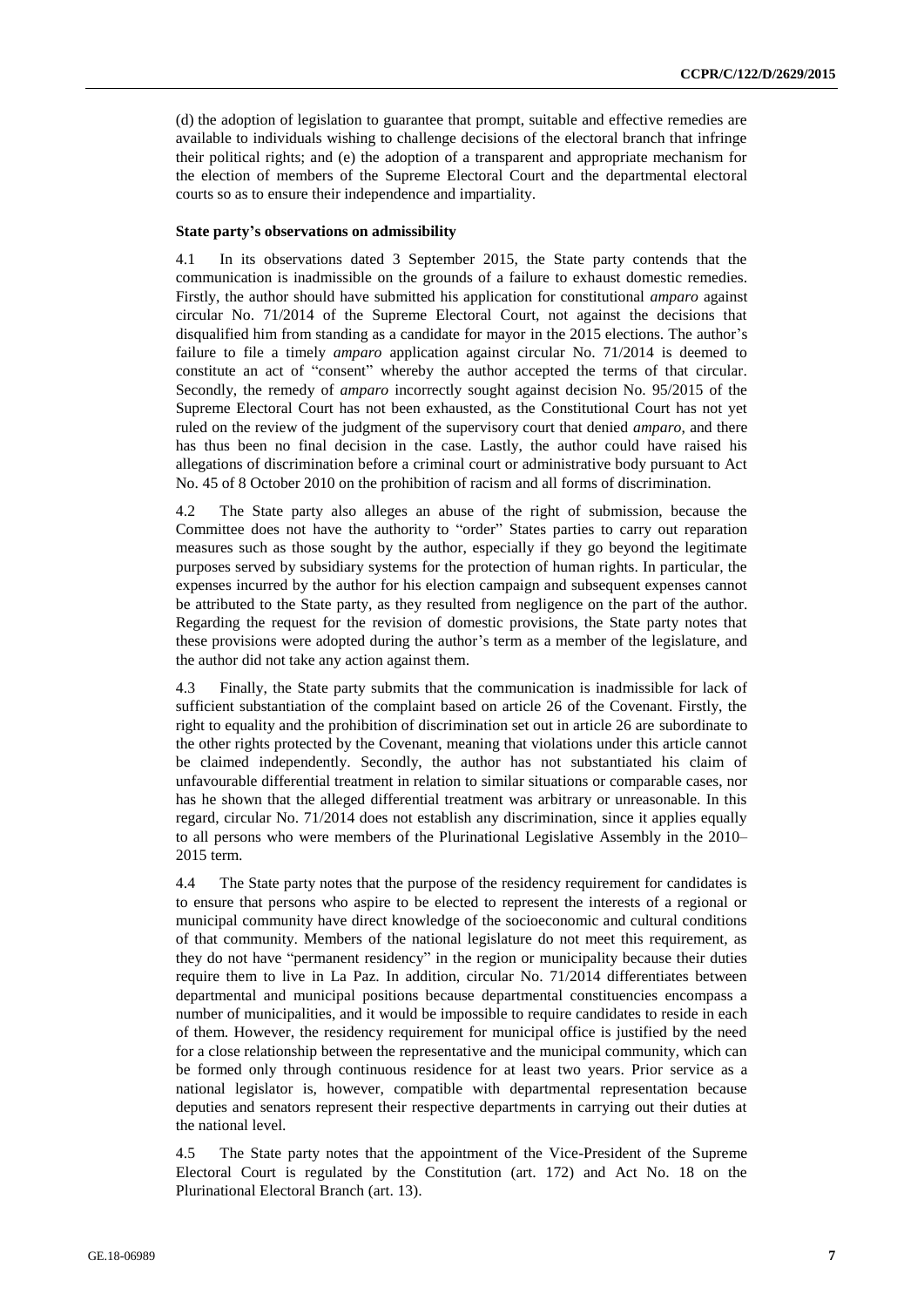(d) the adoption of legislation to guarantee that prompt, suitable and effective remedies are available to individuals wishing to challenge decisions of the electoral branch that infringe their political rights; and (e) the adoption of a transparent and appropriate mechanism for the election of members of the Supreme Electoral Court and the departmental electoral courts so as to ensure their independence and impartiality.

### State party's observations on admissibility

4.1 In its observations dated 3 September 2015, the State party contends that the communication is inadmissible on the grounds of a failure to exhaust domestic remedies. Firstly, the author should have submitted his application for constitutional *amparo* against circular No. 71/2014 of the Supreme Electoral Court, not against the decisions that disqualified him from standing as a candidate for mayor in the 2015 elections. The author's failure to file a timely *amparo* application against circular No. 71/2014 is deemed to constitute an act of "consent" whereby the author accepted the terms of that circular. Secondly, the remedy of *amparo* incorrectly sought against decision No. 95/2015 of the Supreme Electoral Court has not been exhausted, as the Constitutional Court has not yet ruled on the review of the judgment of the supervisory court that denied *amparo*, and there has thus been no final decision in the case. Lastly, the author could have raised his allegations of discrimination before a criminal court or administrative body pursuant to Act No. 45 of 8 October 2010 on the prohibition of racism and all forms of discrimination.

4.2 The State party also alleges an abuse of the right of submission, because the Committee does not have the authority to "order" States parties to carry out reparation measures such as those sought by the author, especially if they go beyond the legitimate purposes served by subsidiary systems for the protection of human rights. In particular, the expenses incurred by the author for his election campaign and subsequent expenses cannot be attributed to the State party, as they resulted from negligence on the part of the author. Regarding the request for the revision of domestic provisions, the State party notes that these provisions were adopted during the author's term as a member of the legislature, and the author did not take any action against them.

4.3 Finally, the State party submits that the communication is inadmissible for lack of sufficient substantiation of the complaint based on article 26 of the Covenant. Firstly, the right to equality and the prohibition of discrimination set out in article 26 are subordinate to the other rights protected by the Covenant, meaning that violations under this article cannot be claimed independently. Secondly, the author has not substantiated his claim of unfavourable differential treatment in relation to similar situations or comparable cases, nor has he shown that the alleged differential treatment was arbitrary or unreasonable. In this regard, circular No. 71/2014 does not establish any discrimination, since it applies equally to all persons who were members of the Plurinational Legislative Assembly in the 2010–2015 term.

4.4 The State party notes that the purpose of the residency requirement for candidates is to ensure that persons who aspire to be elected to represent the interests of a regional or municipal community have direct knowledge of the socioeconomic and cultural conditions of that community. Members of the national legislature do not meet this requirement, as they do not have "permanent residency" in the region or municipality because their duties require them to live in La Paz. In addition, circular No. 71/2014 differentiates between departmental and municipal positions because departmental constituencies encompass a number of municipalities, and it would be impossible to require candidates to reside in each of them. However, the residency requirement for municipal office is justified by the need for a close relationship between the representative and the municipal community, which can be formed only through continuous residence for at least two years. Prior service as a national legislator is, however, compatible with departmental representation because deputies and senators represent their respective departments in carrying out their duties at the national level.

4.5 The State party notes that the appointment of the Vice-President of the Supreme Electoral Court is regulated by the Constitution (art. 172) and Act No. 18 on the Plurinational Electoral Branch (art. 13).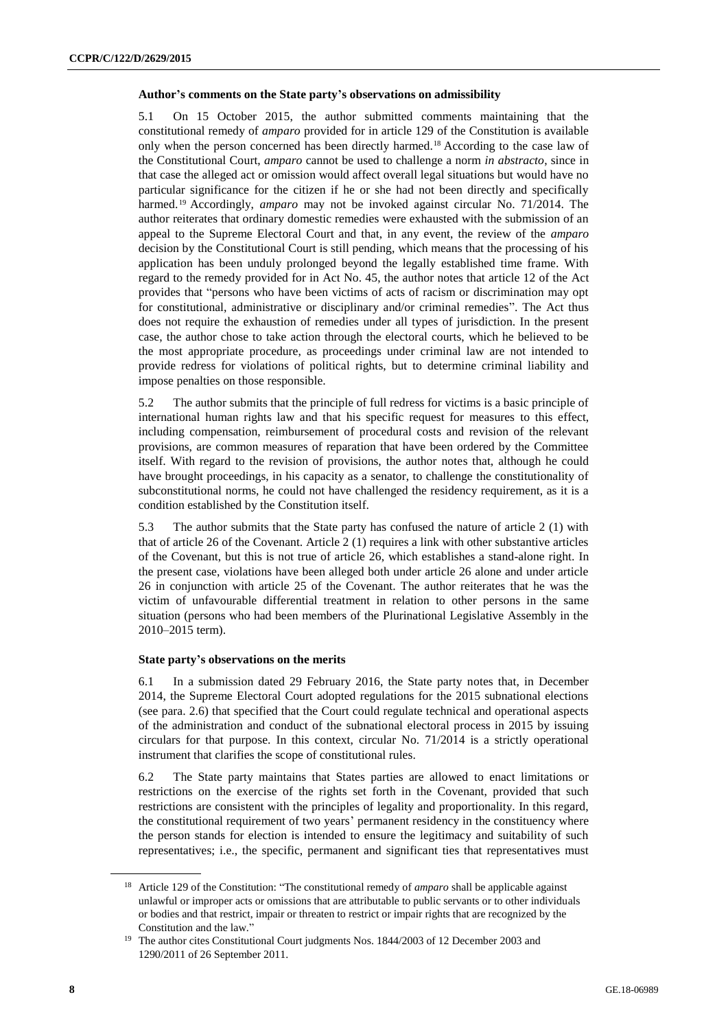**Author's comments on the State party's observations on admissibility**

5.1 On 15 October 2015, the author submitted comments maintaining that the constitutional remedy of *amparo* provided for in article 129 of the Constitution is available only when the person concerned has been directly harmed.[18] According to the case law of the Constitutional Court, *amparo* cannot be used to challenge a norm *in abstracto*, since in that case the alleged act or omission would affect overall legal situations but would have no particular significance for the citizen if he or she had not been directly and specifically harmed.[19] Accordingly, *amparo* may not be invoked against circular No. 71/2014. The author reiterates that ordinary domestic remedies were exhausted with the submission of an appeal to the Supreme Electoral Court and that, in any event, the review of the *amparo* decision by the Constitutional Court is still pending, which means that the processing of his application has been unduly prolonged beyond the legally established time frame. With regard to the remedy provided for in Act No. 45, the author notes that article 12 of the Act provides that "persons who have been victims of acts of racism or discrimination may opt for constitutional, administrative or disciplinary and/or criminal remedies". The Act thus does not require the exhaustion of remedies under all types of jurisdiction. In the present case, the author chose to take action through the electoral courts, which he believed to be the most appropriate procedure, as proceedings under criminal law are not intended to provide redress for violations of political rights, but to determine criminal liability and impose penalties on those responsible.

5.2 The author submits that the principle of full redress for victims is a basic principle of international human rights law and that his specific request for measures to this effect, including compensation, reimbursement of procedural costs and revision of the relevant provisions, are common measures of reparation that have been ordered by the Committee itself. With regard to the revision of provisions, the author notes that, although he could have brought proceedings, in his capacity as a senator, to challenge the constitutionality of subconstitutional norms, he could not have challenged the residency requirement, as it is a condition established by the Constitution itself.

5.3 The author submits that the State party has confused the nature of article 2 (1) with that of article 26 of the Covenant. Article 2 (1) requires a link with other substantive articles of the Covenant, but this is not true of article 26, which establishes a stand-alone right. In the present case, violations have been alleged both under article 26 alone and under article 26 in conjunction with article 25 of the Covenant. The author reiterates that he was the victim of unfavourable differential treatment in relation to other persons in the same situation (persons who had been members of the Plurinational Legislative Assembly in the 2010–2015 term).

**State party's observations on the merits**

6.1 In a submission dated 29 February 2016, the State party notes that, in December 2014, the Supreme Electoral Court adopted regulations for the 2015 subnational elections (see para. 2.6) that specified that the Court could regulate technical and operational aspects of the administration and conduct of the subnational electoral process in 2015 by issuing circulars for that purpose. In this context, circular No. 71/2014 is a strictly operational instrument that clarifies the scope of constitutional rules.

6.2 The State party maintains that States parties are allowed to enact limitations or restrictions on the exercise of the rights set forth in the Covenant, provided that such restrictions are consistent with the principles of legality and proportionality. In this regard, the constitutional requirement of two years' permanent residency in the constituency where the person stands for election is intended to ensure the legitimacy and suitability of such representatives; i.e., the specific, permanent and significant ties that representatives must

---

[18] Article 129 of the Constitution: "The constitutional remedy of *amparo* shall be applicable against unlawful or improper acts or omissions that are attributable to public servants or to other individuals or bodies and that restrict, impair or threaten to restrict or impair rights that are recognized by the Constitution and the law."

[19] The author cites Constitutional Court judgments Nos. 1844/2003 of 12 December 2003 and 1290/2011 of 26 September 2011.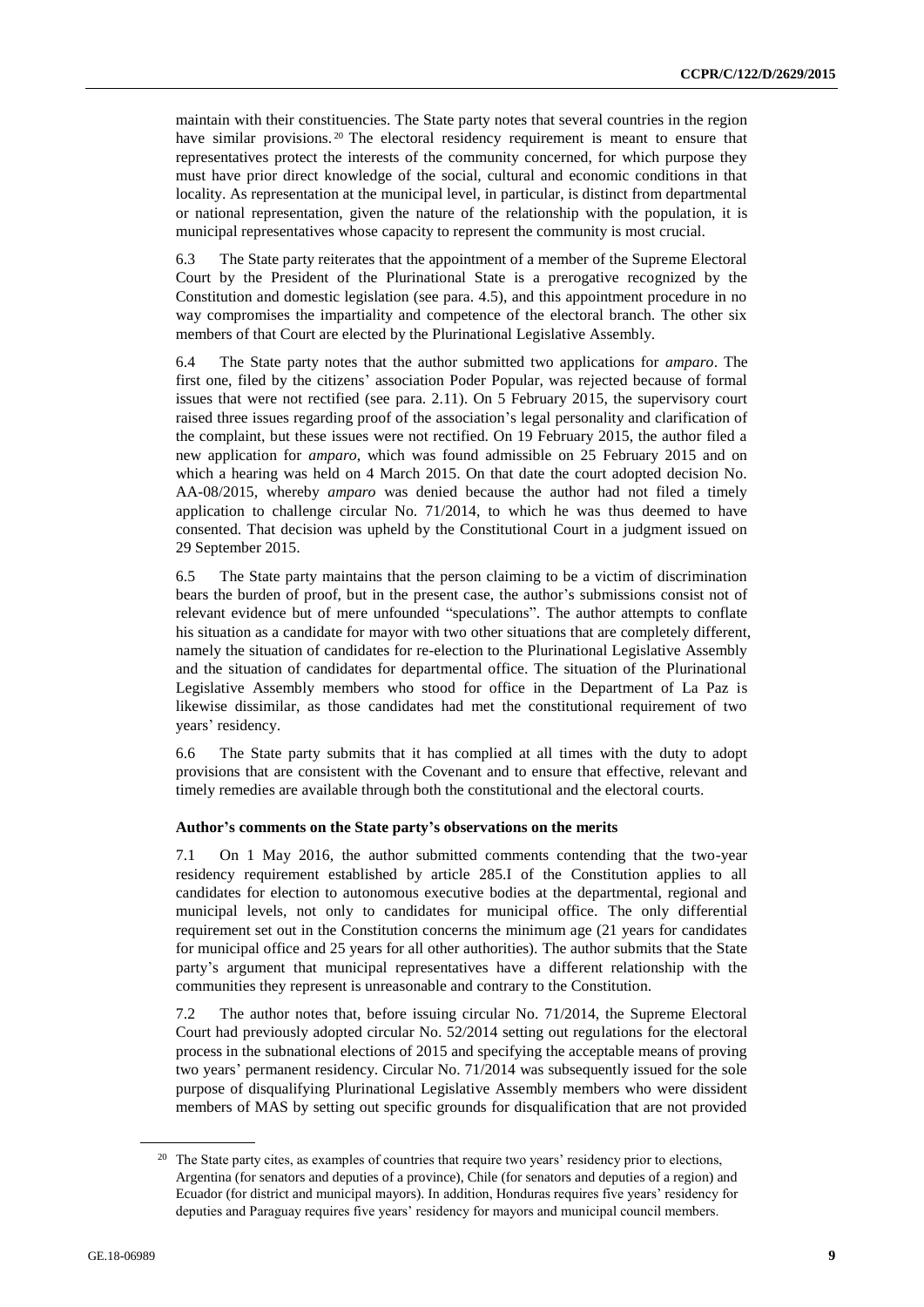maintain with their constituencies. The State party notes that several countries in the region have similar provisions.[20] The electoral residency requirement is meant to ensure that representatives protect the interests of the community concerned, for which purpose they must have prior direct knowledge of the social, cultural and economic conditions in that locality. As representation at the municipal level, in particular, is distinct from departmental or national representation, given the nature of the relationship with the population, it is municipal representatives whose capacity to represent the community is most crucial.

6.3 The State party reiterates that the appointment of a member of the Supreme Electoral Court by the President of the Plurinational State is a prerogative recognized by the Constitution and domestic legislation (see para. 4.5), and this appointment procedure in no way compromises the impartiality and competence of the electoral branch. The other six members of that Court are elected by the Plurinational Legislative Assembly.

6.4 The State party notes that the author submitted two applications for *amparo*. The first one, filed by the citizens' association Poder Popular, was rejected because of formal issues that were not rectified (see para. 2.11). On 5 February 2015, the supervisory court raised three issues regarding proof of the association's legal personality and clarification of the complaint, but these issues were not rectified. On 19 February 2015, the author filed a new application for *amparo*, which was found admissible on 25 February 2015 and on which a hearing was held on 4 March 2015. On that date the court adopted decision No. AA-08/2015, whereby *amparo* was denied because the author had not filed a timely application to challenge circular No. 71/2014, to which he was thus deemed to have consented. That decision was upheld by the Constitutional Court in a judgment issued on 29 September 2015.

6.5 The State party maintains that the person claiming to be a victim of discrimination bears the burden of proof, but in the present case, the author's submissions consist not of relevant evidence but of mere unfounded "speculations". The author attempts to conflate his situation as a candidate for mayor with two other situations that are completely different, namely the situation of candidates for re-election to the Plurinational Legislative Assembly and the situation of candidates for departmental office. The situation of the Plurinational Legislative Assembly members who stood for office in the Department of La Paz is likewise dissimilar, as those candidates had met the constitutional requirement of two years' residency.

6.6 The State party submits that it has complied at all times with the duty to adopt provisions that are consistent with the Covenant and to ensure that effective, relevant and timely remedies are available through both the constitutional and the electoral courts.

### Author's comments on the State party's observations on the merits

7.1 On 1 May 2016, the author submitted comments contending that the two-year residency requirement established by article 285.I of the Constitution applies to all candidates for election to autonomous executive bodies at the departmental, regional and municipal levels, not only to candidates for municipal office. The only differential requirement set out in the Constitution concerns the minimum age (21 years for candidates for municipal office and 25 years for all other authorities). The author submits that the State party's argument that municipal representatives have a different relationship with the communities they represent is unreasonable and contrary to the Constitution.

7.2 The author notes that, before issuing circular No. 71/2014, the Supreme Electoral Court had previously adopted circular No. 52/2014 setting out regulations for the electoral process in the subnational elections of 2015 and specifying the acceptable means of proving two years' permanent residency. Circular No. 71/2014 was subsequently issued for the sole purpose of disqualifying Plurinational Legislative Assembly members who were dissident members of MAS by setting out specific grounds for disqualification that are not provided

---

[20] The State party cites, as examples of countries that require two years' residency prior to elections, Argentina (for senators and deputies of a province), Chile (for senators and deputies of a region) and Ecuador (for district and municipal mayors). In addition, Honduras requires five years' residency for deputies and Paraguay requires five years' residency for mayors and municipal council members.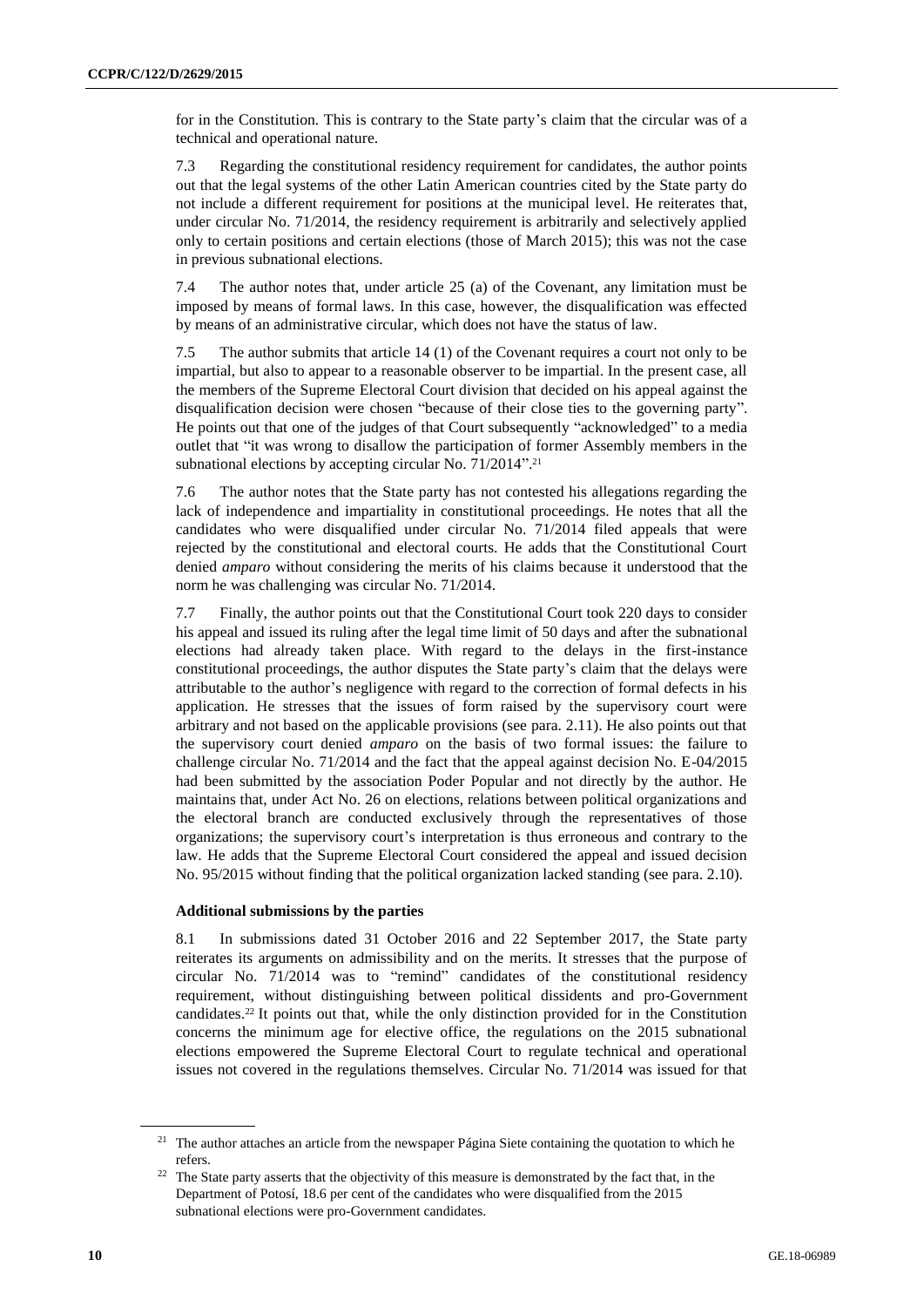for in the Constitution. This is contrary to the State party's claim that the circular was of a technical and operational nature.

7.3 Regarding the constitutional residency requirement for candidates, the author points out that the legal systems of the other Latin American countries cited by the State party do not include a different requirement for positions at the municipal level. He reiterates that, under circular No. 71/2014, the residency requirement is arbitrarily and selectively applied only to certain positions and certain elections (those of March 2015); this was not the case in previous subnational elections.

7.4 The author notes that, under article 25 (a) of the Covenant, any limitation must be imposed by means of formal laws. In this case, however, the disqualification was effected by means of an administrative circular, which does not have the status of law.

7.5 The author submits that article 14 (1) of the Covenant requires a court not only to be impartial, but also to appear to a reasonable observer to be impartial. In the present case, all the members of the Supreme Electoral Court division that decided on his appeal against the disqualification decision were chosen "because of their close ties to the governing party". He points out that one of the judges of that Court subsequently "acknowledged" to a media outlet that "it was wrong to disallow the participation of former Assembly members in the subnational elections by accepting circular No. 71/2014".[21]

7.6 The author notes that the State party has not contested his allegations regarding the lack of independence and impartiality in constitutional proceedings. He notes that all the candidates who were disqualified under circular No. 71/2014 filed appeals that were rejected by the constitutional and electoral courts. He adds that the Constitutional Court denied *amparo* without considering the merits of his claims because it understood that the norm he was challenging was circular No. 71/2014.

7.7 Finally, the author points out that the Constitutional Court took 220 days to consider his appeal and issued its ruling after the legal time limit of 50 days and after the subnational elections had already taken place. With regard to the delays in the first-instance constitutional proceedings, the author disputes the State party's claim that the delays were attributable to the author's negligence with regard to the correction of formal defects in his application. He stresses that the issues of form raised by the supervisory court were arbitrary and not based on the applicable provisions (see para. 2.11). He also points out that the supervisory court denied *amparo* on the basis of two formal issues: the failure to challenge circular No. 71/2014 and the fact that the appeal against decision No. E-04/2015 had been submitted by the association Poder Popular and not directly by the author. He maintains that, under Act No. 26 on elections, relations between political organizations and the electoral branch are conducted exclusively through the representatives of those organizations; the supervisory court's interpretation is thus erroneous and contrary to the law. He adds that the Supreme Electoral Court considered the appeal and issued decision No. 95/2015 without finding that the political organization lacked standing (see para. 2.10).

### Additional submissions by the parties

8.1 In submissions dated 31 October 2016 and 22 September 2017, the State party reiterates its arguments on admissibility and on the merits. It stresses that the purpose of circular No. 71/2014 was to "remind" candidates of the constitutional residency requirement, without distinguishing between political dissidents and pro-Government candidates.[22] It points out that, while the only distinction provided for in the Constitution concerns the minimum age for elective office, the regulations on the 2015 subnational elections empowered the Supreme Electoral Court to regulate technical and operational issues not covered in the regulations themselves. Circular No. 71/2014 was issued for that

[21] The author attaches an article from the newspaper Página Siete containing the quotation to which he refers.

[22] The State party asserts that the objectivity of this measure is demonstrated by the fact that, in the Department of Potosí, 18.6 per cent of the candidates who were disqualified from the 2015 subnational elections were pro-Government candidates.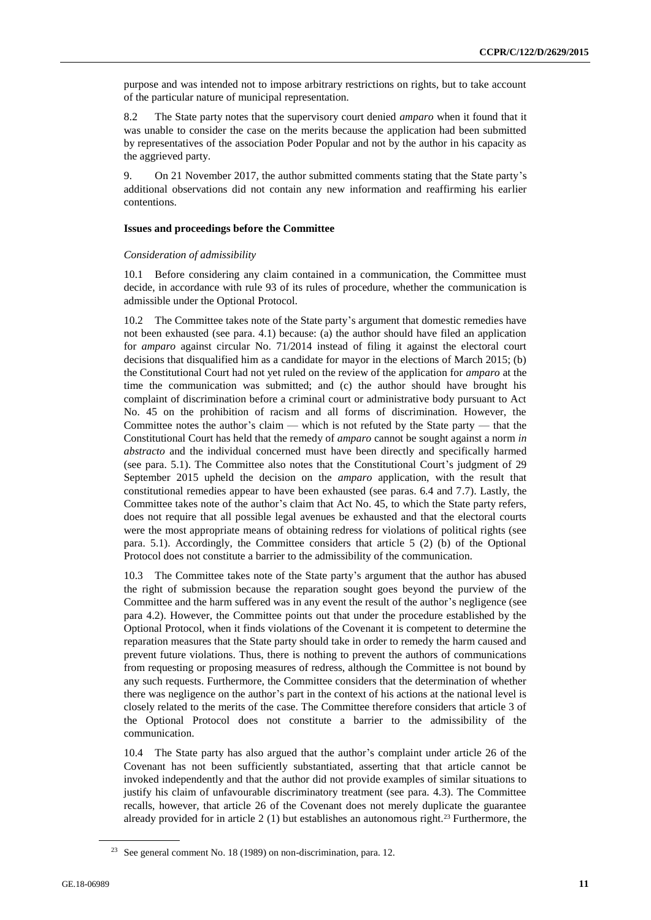purpose and was intended not to impose arbitrary restrictions on rights, but to take account of the particular nature of municipal representation.

8.2 The State party notes that the supervisory court denied *amparo* when it found that it was unable to consider the case on the merits because the application had been submitted by representatives of the association Poder Popular and not by the author in his capacity as the aggrieved party.

9. On 21 November 2017, the author submitted comments stating that the State party's additional observations did not contain any new information and reaffirming his earlier contentions.

### Issues and proceedings before the Committee

#### *Consideration of admissibility*

10.1 Before considering any claim contained in a communication, the Committee must decide, in accordance with rule 93 of its rules of procedure, whether the communication is admissible under the Optional Protocol.

10.2 The Committee takes note of the State party's argument that domestic remedies have not been exhausted (see para. 4.1) because: (a) the author should have filed an application for *amparo* against circular No. 71/2014 instead of filing it against the electoral court decisions that disqualified him as a candidate for mayor in the elections of March 2015; (b) the Constitutional Court had not yet ruled on the review of the application for *amparo* at the time the communication was submitted; and (c) the author should have brought his complaint of discrimination before a criminal court or administrative body pursuant to Act No. 45 on the prohibition of racism and all forms of discrimination. However, the Committee notes the author's claim — which is not refuted by the State party — that the Constitutional Court has held that the remedy of *amparo* cannot be sought against a norm *in abstracto* and the individual concerned must have been directly and specifically harmed (see para. 5.1). The Committee also notes that the Constitutional Court's judgment of 29 September 2015 upheld the decision on the *amparo* application, with the result that constitutional remedies appear to have been exhausted (see paras. 6.4 and 7.7). Lastly, the Committee takes note of the author's claim that Act No. 45, to which the State party refers, does not require that all possible legal avenues be exhausted and that the electoral courts were the most appropriate means of obtaining redress for violations of political rights (see para. 5.1). Accordingly, the Committee considers that article 5 (2) (b) of the Optional Protocol does not constitute a barrier to the admissibility of the communication.

10.3 The Committee takes note of the State party's argument that the author has abused the right of submission because the reparation sought goes beyond the purview of the Committee and the harm suffered was in any event the result of the author's negligence (see para 4.2). However, the Committee points out that under the procedure established by the Optional Protocol, when it finds violations of the Covenant it is competent to determine the reparation measures that the State party should take in order to remedy the harm caused and prevent future violations. Thus, there is nothing to prevent the authors of communications from requesting or proposing measures of redress, although the Committee is not bound by any such requests. Furthermore, the Committee considers that the determination of whether there was negligence on the author's part in the context of his actions at the national level is closely related to the merits of the case. The Committee therefore considers that article 3 of the Optional Protocol does not constitute a barrier to the admissibility of the communication.

10.4 The State party has also argued that the author's complaint under article 26 of the Covenant has not been sufficiently substantiated, asserting that that article cannot be invoked independently and that the author did not provide examples of similar situations to justify his claim of unfavourable discriminatory treatment (see para. 4.3). The Committee recalls, however, that article 26 of the Covenant does not merely duplicate the guarantee already provided for in article 2 (1) but establishes an autonomous right.[23] Furthermore, the

[23] See general comment No. 18 (1989) on non-discrimination, para. 12.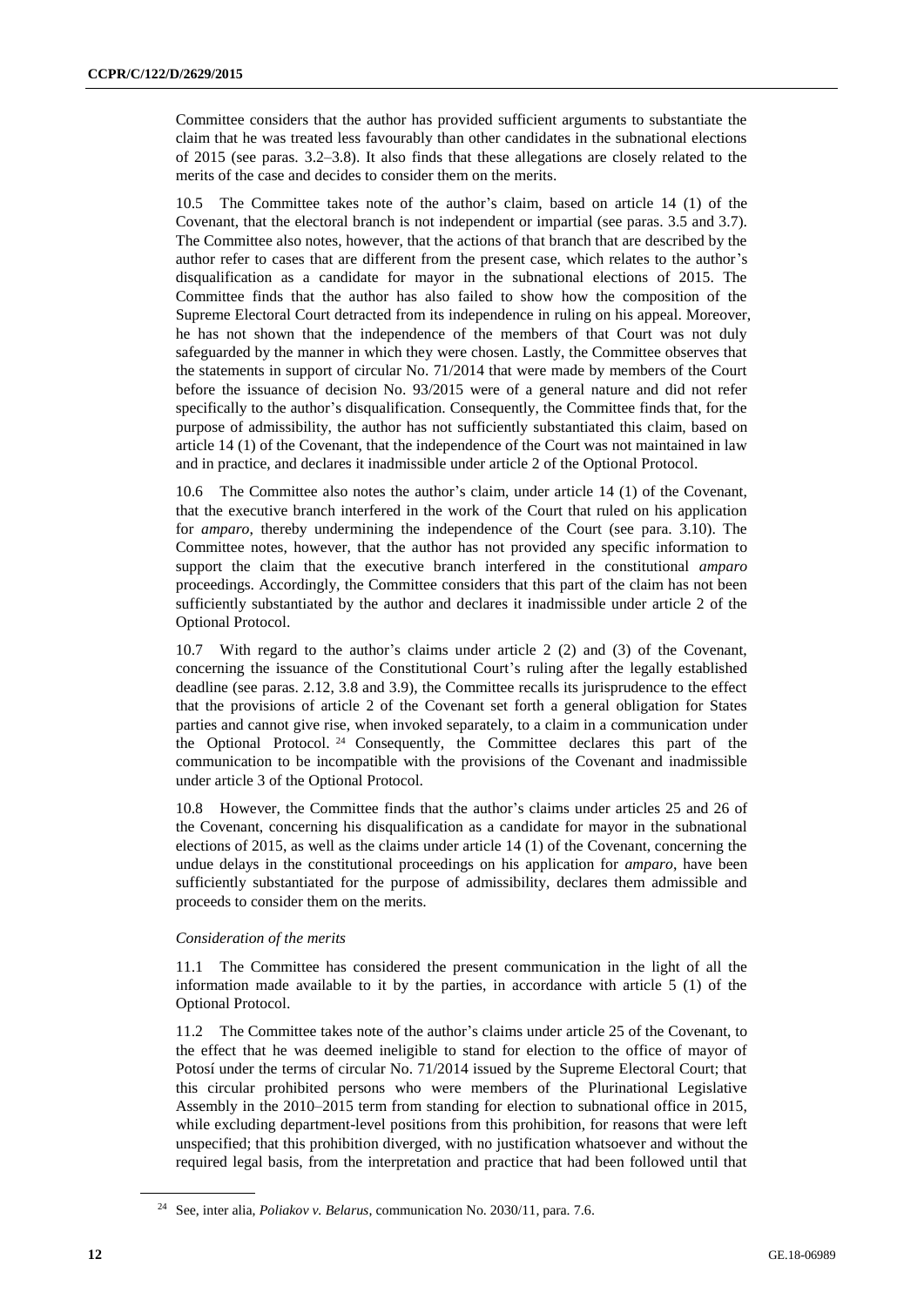Committee considers that the author has provided sufficient arguments to substantiate the claim that he was treated less favourably than other candidates in the subnational elections of 2015 (see paras. 3.2–3.8). It also finds that these allegations are closely related to the merits of the case and decides to consider them on the merits.

10.5 The Committee takes note of the author's claim, based on article 14 (1) of the Covenant, that the electoral branch is not independent or impartial (see paras. 3.5 and 3.7). The Committee also notes, however, that the actions of that branch that are described by the author refer to cases that are different from the present case, which relates to the author's disqualification as a candidate for mayor in the subnational elections of 2015. The Committee finds that the author has also failed to show how the composition of the Supreme Electoral Court detracted from its independence in ruling on his appeal. Moreover, he has not shown that the independence of the members of that Court was not duly safeguarded by the manner in which they were chosen. Lastly, the Committee observes that the statements in support of circular No. 71/2014 that were made by members of the Court before the issuance of decision No. 93/2015 were of a general nature and did not refer specifically to the author's disqualification. Consequently, the Committee finds that, for the purpose of admissibility, the author has not sufficiently substantiated this claim, based on article 14 (1) of the Covenant, that the independence of the Court was not maintained in law and in practice, and declares it inadmissible under article 2 of the Optional Protocol.

10.6 The Committee also notes the author's claim, under article 14 (1) of the Covenant, that the executive branch interfered in the work of the Court that ruled on his application for *amparo*, thereby undermining the independence of the Court (see para. 3.10). The Committee notes, however, that the author has not provided any specific information to support the claim that the executive branch interfered in the constitutional *amparo* proceedings. Accordingly, the Committee considers that this part of the claim has not been sufficiently substantiated by the author and declares it inadmissible under article 2 of the Optional Protocol.

10.7 With regard to the author's claims under article 2 (2) and (3) of the Covenant, concerning the issuance of the Constitutional Court's ruling after the legally established deadline (see paras. 2.12, 3.8 and 3.9), the Committee recalls its jurisprudence to the effect that the provisions of article 2 of the Covenant set forth a general obligation for States parties and cannot give rise, when invoked separately, to a claim in a communication under the Optional Protocol.[24] Consequently, the Committee declares this part of the communication to be incompatible with the provisions of the Covenant and inadmissible under article 3 of the Optional Protocol.

10.8 However, the Committee finds that the author's claims under articles 25 and 26 of the Covenant, concerning his disqualification as a candidate for mayor in the subnational elections of 2015, as well as the claims under article 14 (1) of the Covenant, concerning the undue delays in the constitutional proceedings on his application for *amparo*, have been sufficiently substantiated for the purpose of admissibility, declares them admissible and proceeds to consider them on the merits.

*Consideration of the merits*

11.1 The Committee has considered the present communication in the light of all the information made available to it by the parties, in accordance with article 5 (1) of the Optional Protocol.

11.2 The Committee takes note of the author's claims under article 25 of the Covenant, to the effect that he was deemed ineligible to stand for election to the office of mayor of Potosí under the terms of circular No. 71/2014 issued by the Supreme Electoral Court; that this circular prohibited persons who were members of the Plurinational Legislative Assembly in the 2010–2015 term from standing for election to subnational office in 2015, while excluding department-level positions from this prohibition, for reasons that were left unspecified; that this prohibition diverged, with no justification whatsoever and without the required legal basis, from the interpretation and practice that had been followed until that

[24] See, inter alia, *Poliakov v. Belarus*, communication No. 2030/11, para. 7.6.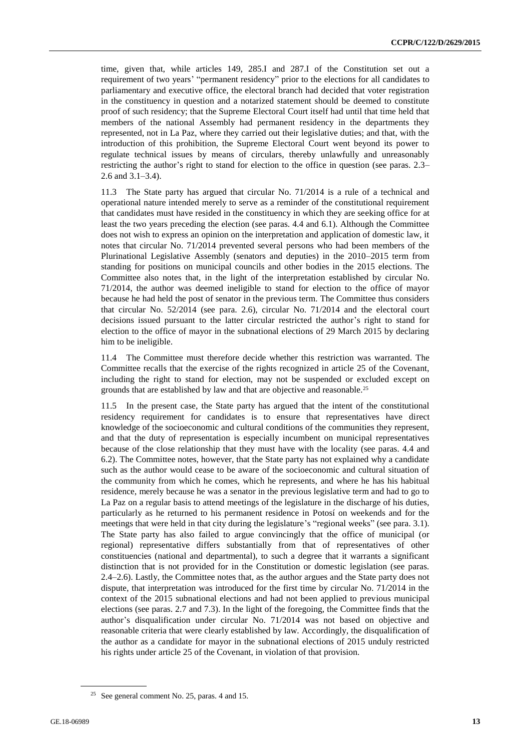time, given that, while articles 149, 285.I and 287.I of the Constitution set out a requirement of two years' "permanent residency" prior to the elections for all candidates to parliamentary and executive office, the electoral branch had decided that voter registration in the constituency in question and a notarized statement should be deemed to constitute proof of such residency; that the Supreme Electoral Court itself had until that time held that members of the national Assembly had permanent residency in the departments they represented, not in La Paz, where they carried out their legislative duties; and that, with the introduction of this prohibition, the Supreme Electoral Court went beyond its power to regulate technical issues by means of circulars, thereby unlawfully and unreasonably restricting the author's right to stand for election to the office in question (see paras. 2.3–2.6 and 3.1–3.4).

11.3 The State party has argued that circular No. 71/2014 is a rule of a technical and operational nature intended merely to serve as a reminder of the constitutional requirement that candidates must have resided in the constituency in which they are seeking office for at least the two years preceding the election (see paras. 4.4 and 6.1). Although the Committee does not wish to express an opinion on the interpretation and application of domestic law, it notes that circular No. 71/2014 prevented several persons who had been members of the Plurinational Legislative Assembly (senators and deputies) in the 2010–2015 term from standing for positions on municipal councils and other bodies in the 2015 elections. The Committee also notes that, in the light of the interpretation established by circular No. 71/2014, the author was deemed ineligible to stand for election to the office of mayor because he had held the post of senator in the previous term. The Committee thus considers that circular No. 52/2014 (see para. 2.6), circular No. 71/2014 and the electoral court decisions issued pursuant to the latter circular restricted the author's right to stand for election to the office of mayor in the subnational elections of 29 March 2015 by declaring him to be ineligible.

11.4 The Committee must therefore decide whether this restriction was warranted. The Committee recalls that the exercise of the rights recognized in article 25 of the Covenant, including the right to stand for election, may not be suspended or excluded except on grounds that are established by law and that are objective and reasonable.[25]

11.5 In the present case, the State party has argued that the intent of the constitutional residency requirement for candidates is to ensure that representatives have direct knowledge of the socioeconomic and cultural conditions of the communities they represent, and that the duty of representation is especially incumbent on municipal representatives because of the close relationship that they must have with the locality (see paras. 4.4 and 6.2). The Committee notes, however, that the State party has not explained why a candidate such as the author would cease to be aware of the socioeconomic and cultural situation of the community from which he comes, which he represents, and where he has his habitual residence, merely because he was a senator in the previous legislative term and had to go to La Paz on a regular basis to attend meetings of the legislature in the discharge of his duties, particularly as he returned to his permanent residence in Potosí on weekends and for the meetings that were held in that city during the legislature's "regional weeks" (see para. 3.1). The State party has also failed to argue convincingly that the office of municipal (or regional) representative differs substantially from that of representatives of other constituencies (national and departmental), to such a degree that it warrants a significant distinction that is not provided for in the Constitution or domestic legislation (see paras. 2.4–2.6). Lastly, the Committee notes that, as the author argues and the State party does not dispute, that interpretation was introduced for the first time by circular No. 71/2014 in the context of the 2015 subnational elections and had not been applied to previous municipal elections (see paras. 2.7 and 7.3). In the light of the foregoing, the Committee finds that the author's disqualification under circular No. 71/2014 was not based on objective and reasonable criteria that were clearly established by law. Accordingly, the disqualification of the author as a candidate for mayor in the subnational elections of 2015 unduly restricted his rights under article 25 of the Covenant, in violation of that provision.

[25] See general comment No. 25, paras. 4 and 15.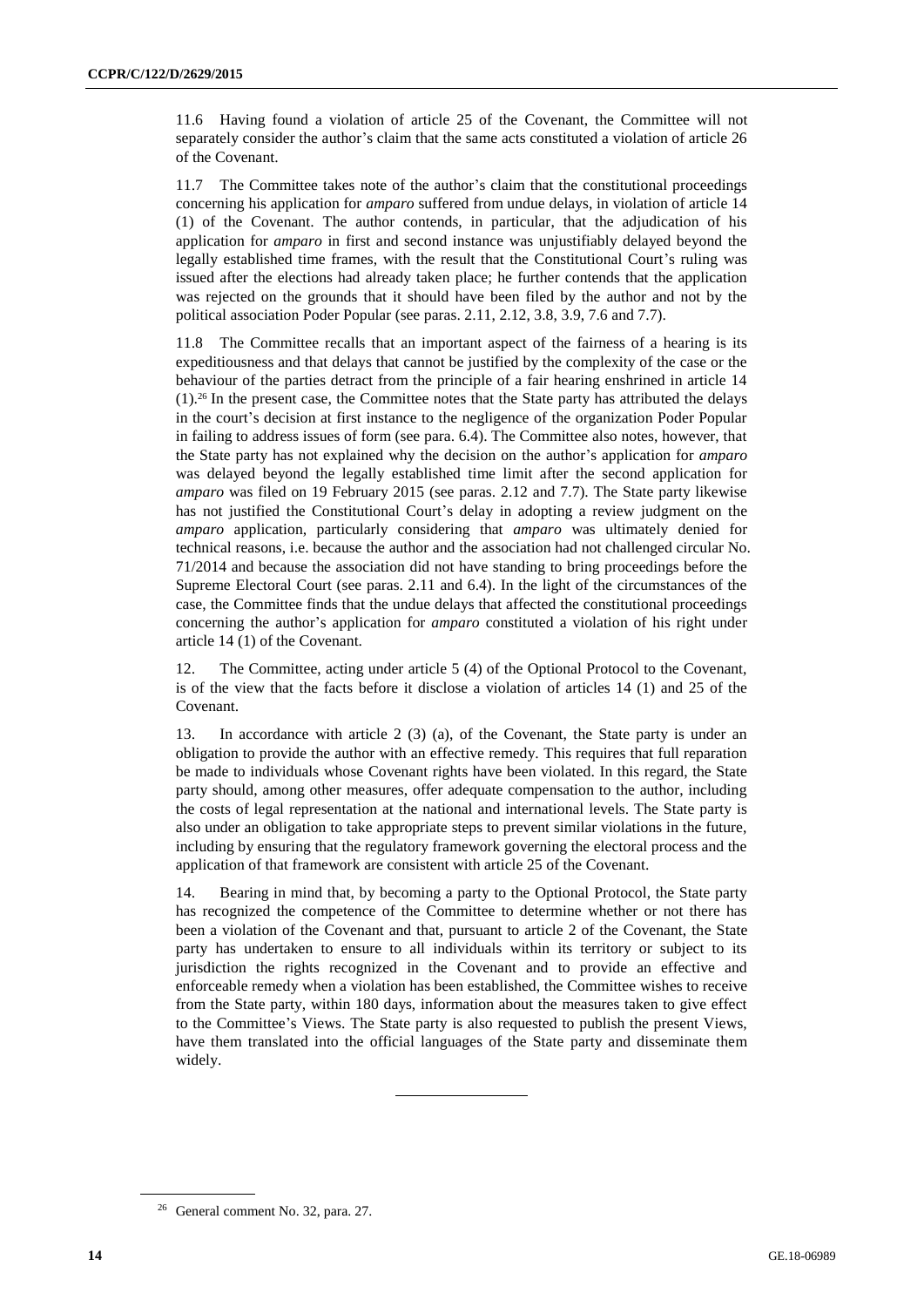11.6 Having found a violation of article 25 of the Covenant, the Committee will not separately consider the author's claim that the same acts constituted a violation of article 26 of the Covenant.

11.7 The Committee takes note of the author's claim that the constitutional proceedings concerning his application for *amparo* suffered from undue delays, in violation of article 14 (1) of the Covenant. The author contends, in particular, that the adjudication of his application for *amparo* in first and second instance was unjustifiably delayed beyond the legally established time frames, with the result that the Constitutional Court's ruling was issued after the elections had already taken place; he further contends that the application was rejected on the grounds that it should have been filed by the author and not by the political association Poder Popular (see paras. 2.11, 2.12, 3.8, 3.9, 7.6 and 7.7).

11.8 The Committee recalls that an important aspect of the fairness of a hearing is its expeditiousness and that delays that cannot be justified by the complexity of the case or the behaviour of the parties detract from the principle of a fair hearing enshrined in article 14 (1).[26] In the present case, the Committee notes that the State party has attributed the delays in the court's decision at first instance to the negligence of the organization Poder Popular in failing to address issues of form (see para. 6.4). The Committee also notes, however, that the State party has not explained why the decision on the author's application for *amparo* was delayed beyond the legally established time limit after the second application for *amparo* was filed on 19 February 2015 (see paras. 2.12 and 7.7). The State party likewise has not justified the Constitutional Court's delay in adopting a review judgment on the *amparo* application, particularly considering that *amparo* was ultimately denied for technical reasons, i.e. because the author and the association had not challenged circular No. 71/2014 and because the association did not have standing to bring proceedings before the Supreme Electoral Court (see paras. 2.11 and 6.4). In the light of the circumstances of the case, the Committee finds that the undue delays that affected the constitutional proceedings concerning the author's application for *amparo* constituted a violation of his right under article 14 (1) of the Covenant.

12. The Committee, acting under article 5 (4) of the Optional Protocol to the Covenant, is of the view that the facts before it disclose a violation of articles 14 (1) and 25 of the Covenant.

13. In accordance with article 2 (3) (a), of the Covenant, the State party is under an obligation to provide the author with an effective remedy. This requires that full reparation be made to individuals whose Covenant rights have been violated. In this regard, the State party should, among other measures, offer adequate compensation to the author, including the costs of legal representation at the national and international levels. The State party is also under an obligation to take appropriate steps to prevent similar violations in the future, including by ensuring that the regulatory framework governing the electoral process and the application of that framework are consistent with article 25 of the Covenant.

14. Bearing in mind that, by becoming a party to the Optional Protocol, the State party has recognized the competence of the Committee to determine whether or not there has been a violation of the Covenant and that, pursuant to article 2 of the Covenant, the State party has undertaken to ensure to all individuals within its territory or subject to its jurisdiction the rights recognized in the Covenant and to provide an effective and enforceable remedy when a violation has been established, the Committee wishes to receive from the State party, within 180 days, information about the measures taken to give effect to the Committee's Views. The State party is also requested to publish the present Views, have them translated into the official languages of the State party and disseminate them widely.

---

[26] General comment No. 32, para. 27.